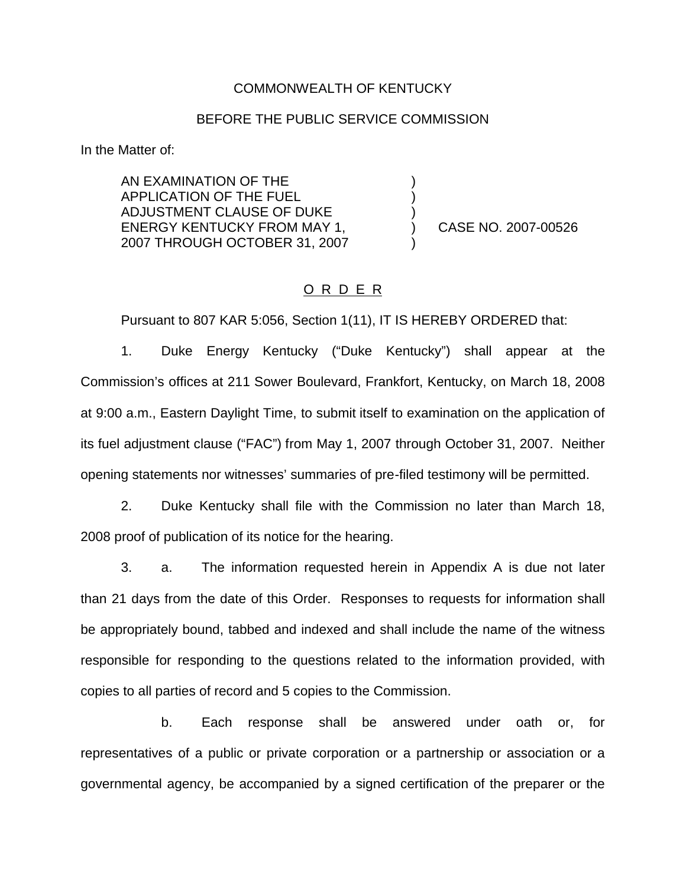COMMONWEALTH OF KENTUCKY

BEFORE THE PUBLIC SERVICE COMMISSION

In the Matter of:

| | | |
|---|---|---|
| AN EXAMINATION OF THE APPLICATION OF THE FUEL ADJUSTMENT CLAUSE OF DUKE ENERGY KENTUCKY FROM MAY 1, 2007 THROUGH OCTOBER 31, 2007 | ) | CASE NO. 2007-00526 |

O R D E R

Pursuant to 807 KAR 5:056, Section 1(11), IT IS HEREBY ORDERED that:

1. Duke Energy Kentucky ("Duke Kentucky") shall appear at the Commission's offices at 211 Sower Boulevard, Frankfort, Kentucky, on March 18, 2008 at 9:00 a.m., Eastern Daylight Time, to submit itself to examination on the application of its fuel adjustment clause ("FAC") from May 1, 2007 through October 31, 2007. Neither opening statements nor witnesses' summaries of pre-filed testimony will be permitted.

2. Duke Kentucky shall file with the Commission no later than March 18, 2008 proof of publication of its notice for the hearing.

3. a. The information requested herein in Appendix A is due not later than 21 days from the date of this Order. Responses to requests for information shall be appropriately bound, tabbed and indexed and shall include the name of the witness responsible for responding to the questions related to the information provided, with copies to all parties of record and 5 copies to the Commission.

b. Each response shall be answered under oath or, for representatives of a public or private corporation or a partnership or association or a governmental agency, be accompanied by a signed certification of the preparer or the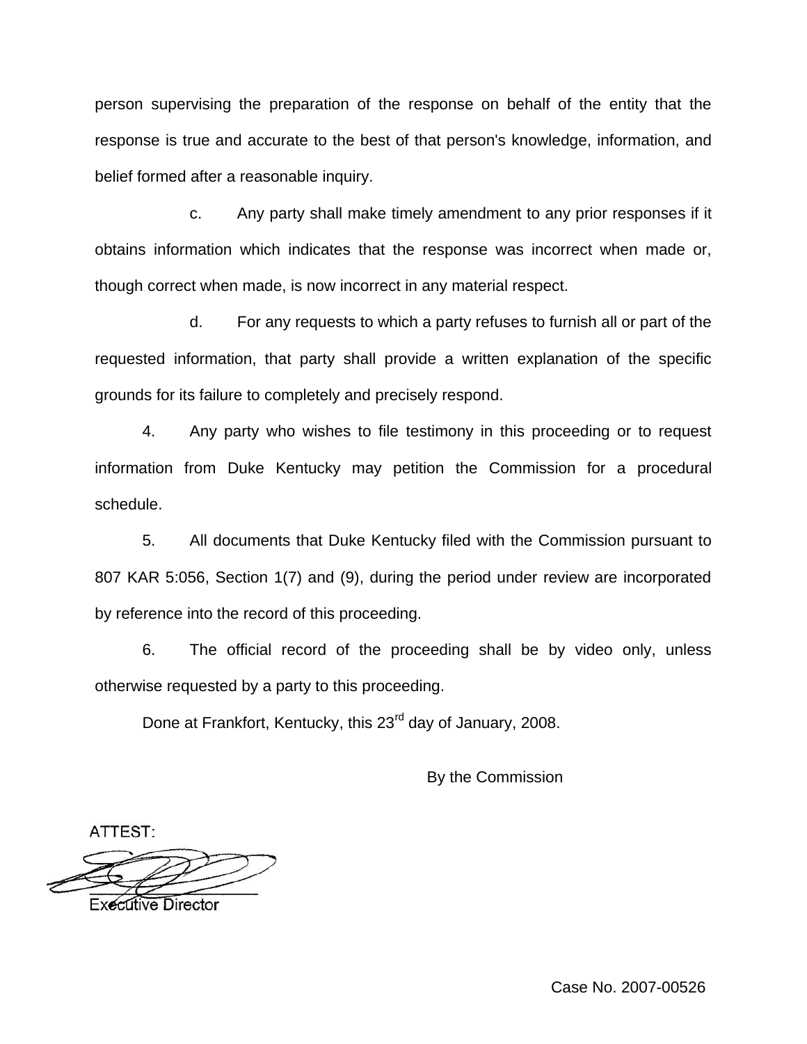person supervising the preparation of the response on behalf of the entity that the response is true and accurate to the best of that person's knowledge, information, and belief formed after a reasonable inquiry.

c. Any party shall make timely amendment to any prior responses if it obtains information which indicates that the response was incorrect when made or, though correct when made, is now incorrect in any material respect.

d. For any requests to which a party refuses to furnish all or part of the requested information, that party shall provide a written explanation of the specific grounds for its failure to completely and precisely respond.

4. Any party who wishes to file testimony in this proceeding or to request information from Duke Kentucky may petition the Commission for a procedural schedule.

5. All documents that Duke Kentucky filed with the Commission pursuant to 807 KAR 5:056, Section 1(7) and (9), during the period under review are incorporated by reference into the record of this proceeding.

6. The official record of the proceeding shall be by video only, unless otherwise requested by a party to this proceeding.

Done at Frankfort, Kentucky, this 23rd day of January, 2008.

By the Commission

ATTEST:

Executive Director

Case No. 2007-00526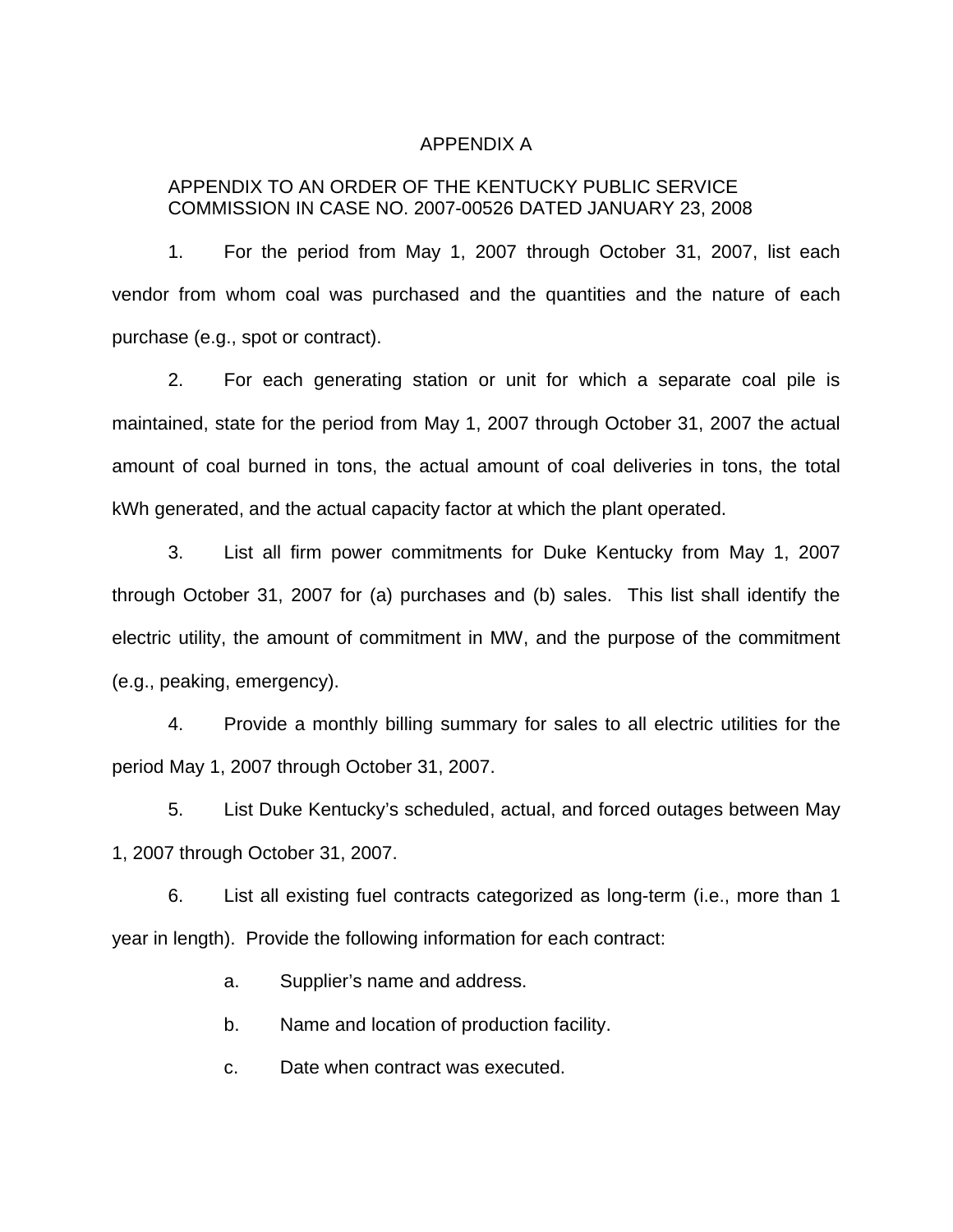# APPENDIX A

APPENDIX TO AN ORDER OF THE KENTUCKY PUBLIC SERVICE COMMISSION IN CASE NO. 2007-00526 DATED JANUARY 23, 2008

1. For the period from May 1, 2007 through October 31, 2007, list each vendor from whom coal was purchased and the quantities and the nature of each purchase (e.g., spot or contract).

2. For each generating station or unit for which a separate coal pile is maintained, state for the period from May 1, 2007 through October 31, 2007 the actual amount of coal burned in tons, the actual amount of coal deliveries in tons, the total kWh generated, and the actual capacity factor at which the plant operated.

3. List all firm power commitments for Duke Kentucky from May 1, 2007 through October 31, 2007 for (a) purchases and (b) sales. This list shall identify the electric utility, the amount of commitment in MW, and the purpose of the commitment (e.g., peaking, emergency).

4. Provide a monthly billing summary for sales to all electric utilities for the period May 1, 2007 through October 31, 2007.

5. List Duke Kentucky's scheduled, actual, and forced outages between May 1, 2007 through October 31, 2007.

6. List all existing fuel contracts categorized as long-term (i.e., more than 1 year in length). Provide the following information for each contract:

   a. Supplier's name and address.

   b. Name and location of production facility.

   c. Date when contract was executed.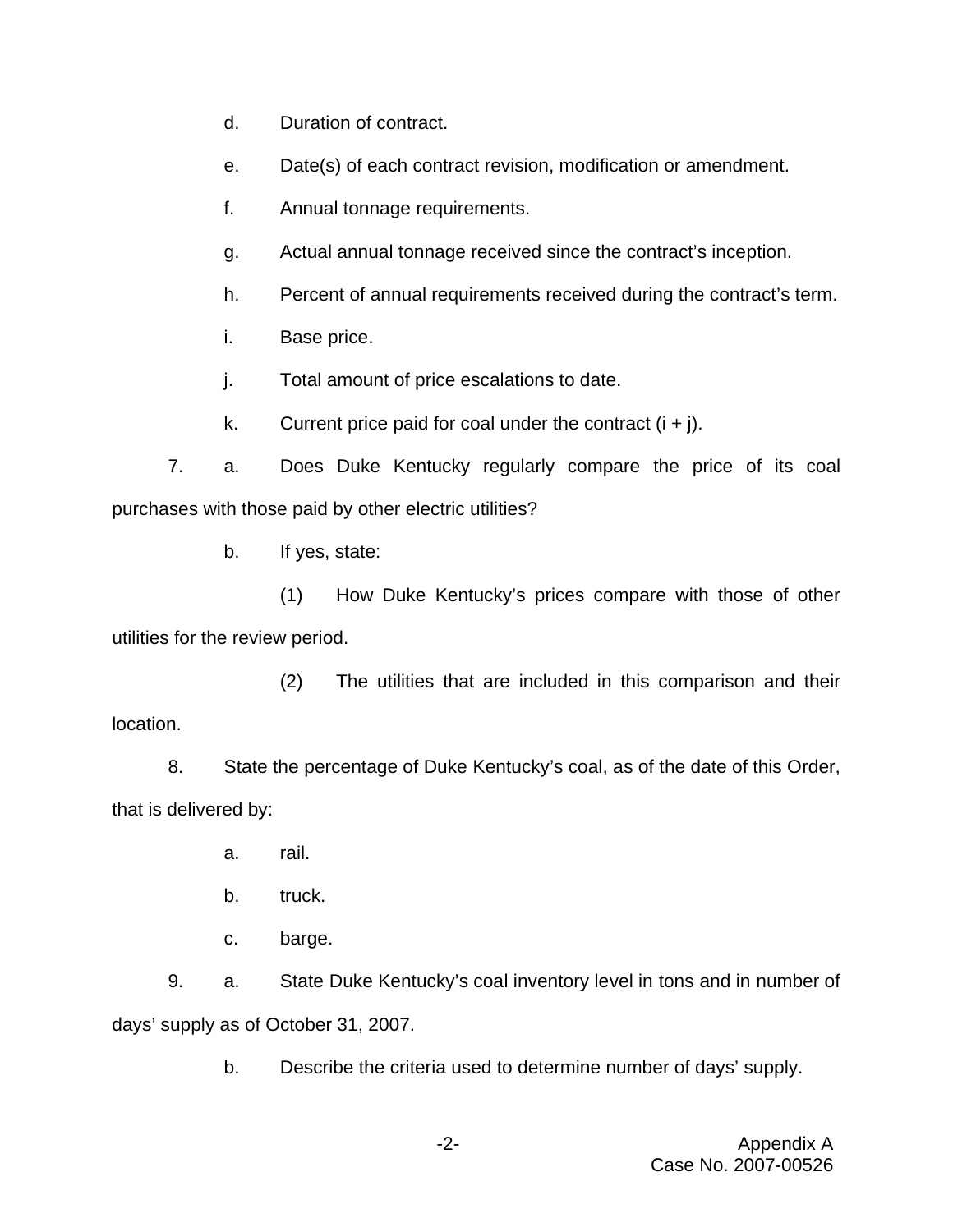d. Duration of contract.

e. Date(s) of each contract revision, modification or amendment.

f. Annual tonnage requirements.

g. Actual annual tonnage received since the contract's inception.

h. Percent of annual requirements received during the contract's term.

i. Base price.

j. Total amount of price escalations to date.

k. Current price paid for coal under the contract (i + j).

7. a. Does Duke Kentucky regularly compare the price of its coal purchases with those paid by other electric utilities?

b. If yes, state:

(1) How Duke Kentucky's prices compare with those of other utilities for the review period.

(2) The utilities that are included in this comparison and their location.

8. State the percentage of Duke Kentucky's coal, as of the date of this Order, that is delivered by:

a. rail.

b. truck.

c. barge.

9. a. State Duke Kentucky's coal inventory level in tons and in number of days' supply as of October 31, 2007.

b. Describe the criteria used to determine number of days' supply.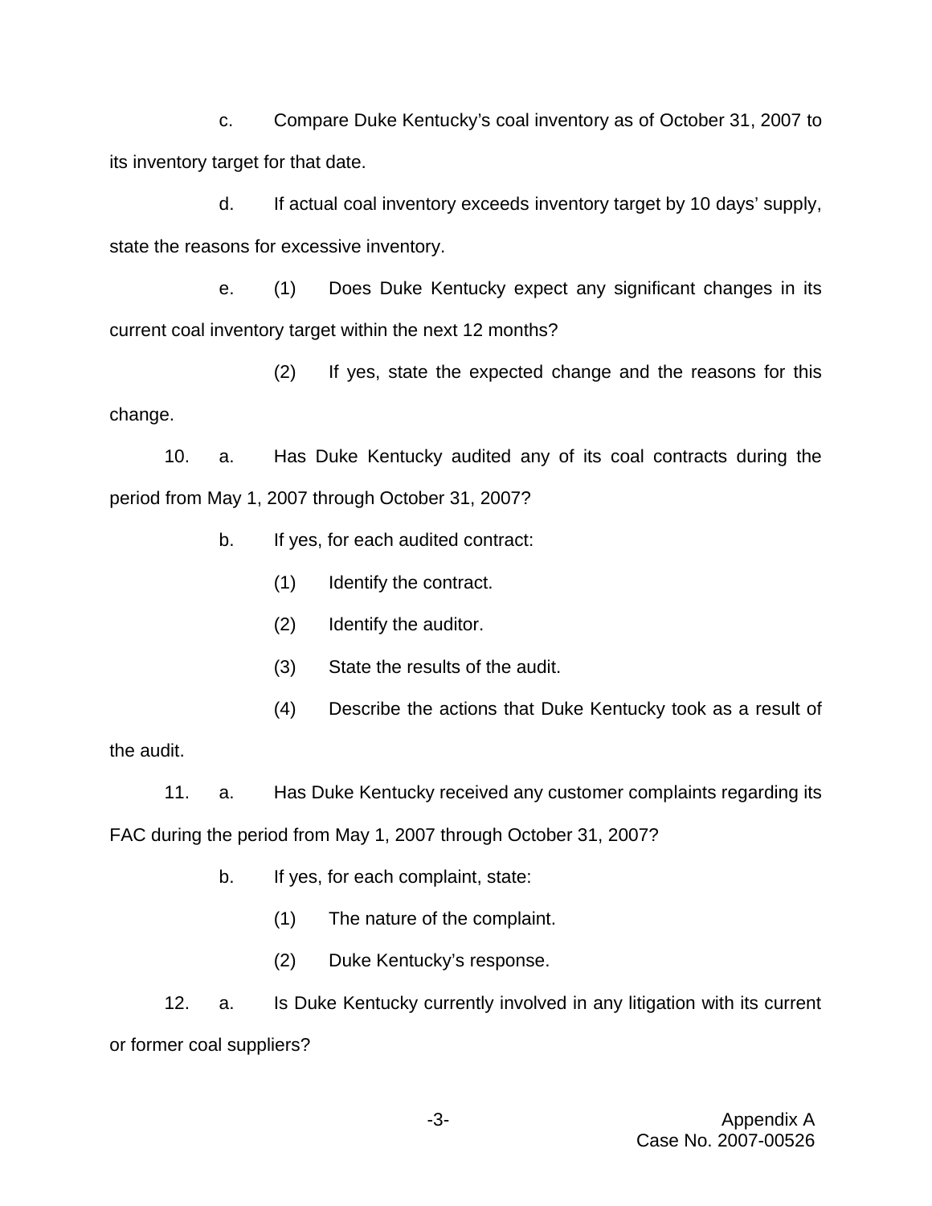c. Compare Duke Kentucky's coal inventory as of October 31, 2007 to its inventory target for that date.

d. If actual coal inventory exceeds inventory target by 10 days' supply, state the reasons for excessive inventory.

e. (1) Does Duke Kentucky expect any significant changes in its current coal inventory target within the next 12 months?

(2) If yes, state the expected change and the reasons for this change.

10. a. Has Duke Kentucky audited any of its coal contracts during the period from May 1, 2007 through October 31, 2007?

b. If yes, for each audited contract:

(1) Identify the contract.

(2) Identify the auditor.

(3) State the results of the audit.

(4) Describe the actions that Duke Kentucky took as a result of the audit.

11. a. Has Duke Kentucky received any customer complaints regarding its FAC during the period from May 1, 2007 through October 31, 2007?

b. If yes, for each complaint, state:

(1) The nature of the complaint.

(2) Duke Kentucky's response.

12. a. Is Duke Kentucky currently involved in any litigation with its current or former coal suppliers?

Appendix A
Case No. 2007-00526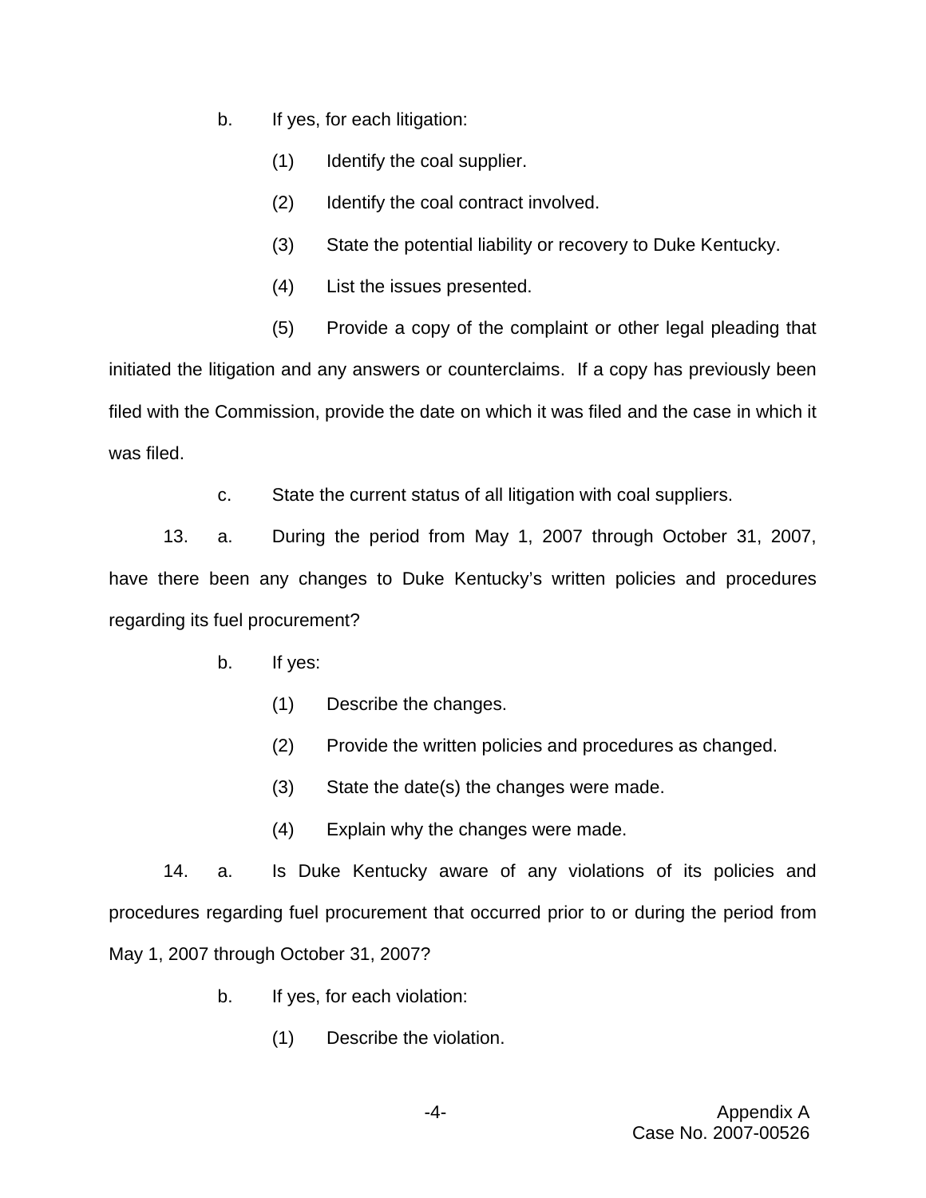b. If yes, for each litigation:

(1) Identify the coal supplier.

(2) Identify the coal contract involved.

(3) State the potential liability or recovery to Duke Kentucky.

(4) List the issues presented.

(5) Provide a copy of the complaint or other legal pleading that initiated the litigation and any answers or counterclaims. If a copy has previously been filed with the Commission, provide the date on which it was filed and the case in which it was filed.

c. State the current status of all litigation with coal suppliers.

13. a. During the period from May 1, 2007 through October 31, 2007, have there been any changes to Duke Kentucky's written policies and procedures regarding its fuel procurement?

b. If yes:

(1) Describe the changes.

(2) Provide the written policies and procedures as changed.

(3) State the date(s) the changes were made.

(4) Explain why the changes were made.

14. a. Is Duke Kentucky aware of any violations of its policies and procedures regarding fuel procurement that occurred prior to or during the period from May 1, 2007 through October 31, 2007?

b. If yes, for each violation:

(1) Describe the violation.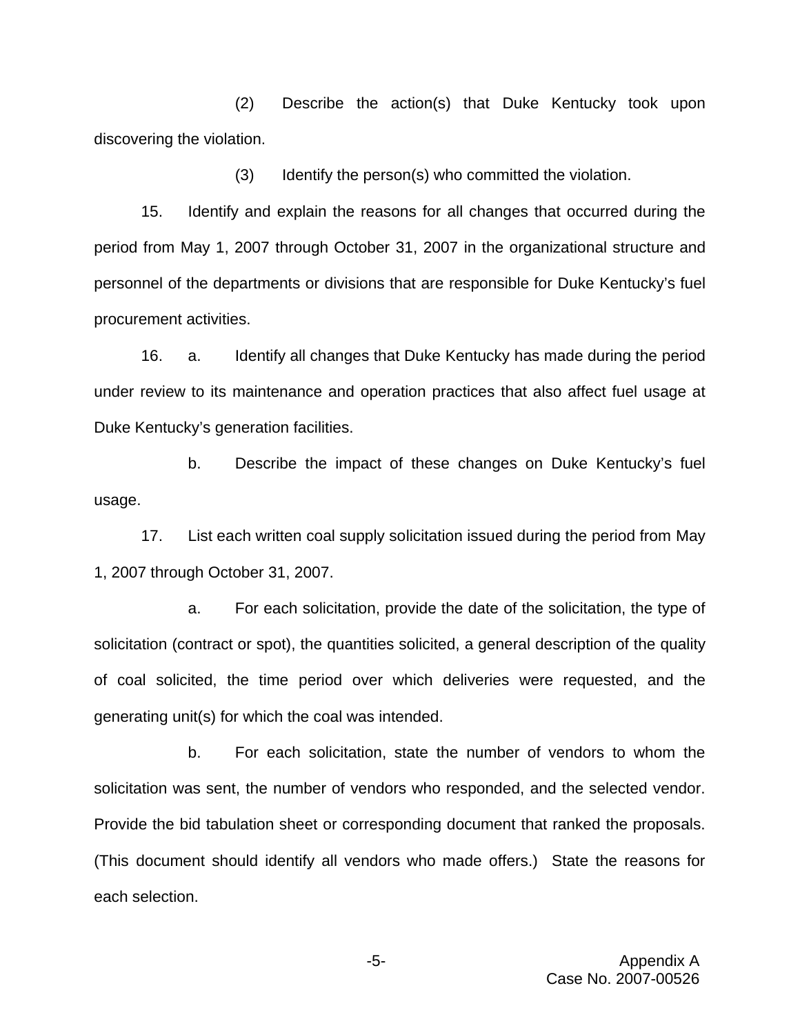(2) Describe the action(s) that Duke Kentucky took upon discovering the violation.

(3) Identify the person(s) who committed the violation.

15. Identify and explain the reasons for all changes that occurred during the period from May 1, 2007 through October 31, 2007 in the organizational structure and personnel of the departments or divisions that are responsible for Duke Kentucky's fuel procurement activities.

16. a. Identify all changes that Duke Kentucky has made during the period under review to its maintenance and operation practices that also affect fuel usage at Duke Kentucky's generation facilities.

b. Describe the impact of these changes on Duke Kentucky's fuel usage.

17. List each written coal supply solicitation issued during the period from May 1, 2007 through October 31, 2007.

a. For each solicitation, provide the date of the solicitation, the type of solicitation (contract or spot), the quantities solicited, a general description of the quality of coal solicited, the time period over which deliveries were requested, and the generating unit(s) for which the coal was intended.

b. For each solicitation, state the number of vendors to whom the solicitation was sent, the number of vendors who responded, and the selected vendor. Provide the bid tabulation sheet or corresponding document that ranked the proposals. (This document should identify all vendors who made offers.) State the reasons for each selection.

Appendix A
Case No. 2007-00526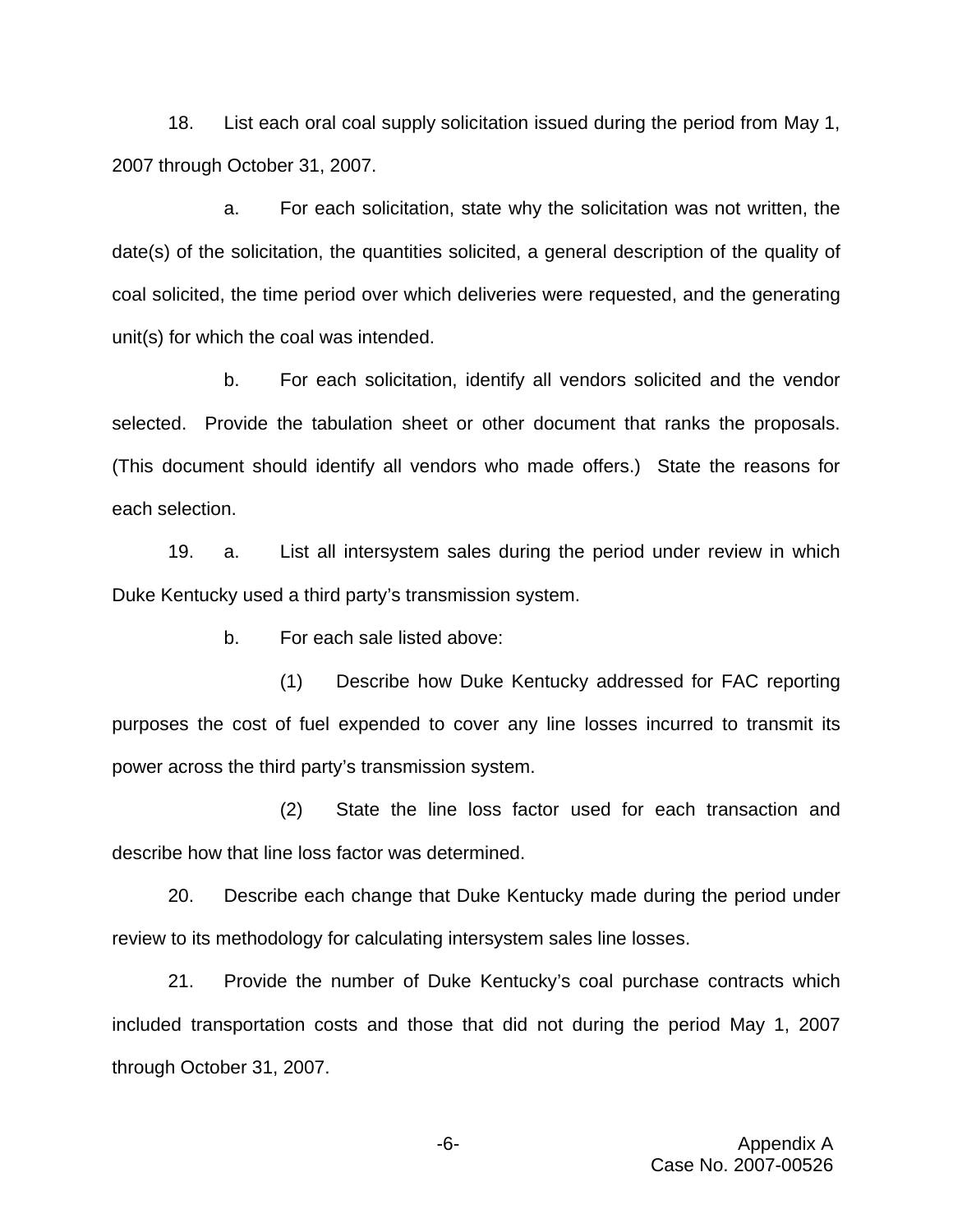18. List each oral coal supply solicitation issued during the period from May 1, 2007 through October 31, 2007.

a. For each solicitation, state why the solicitation was not written, the date(s) of the solicitation, the quantities solicited, a general description of the quality of coal solicited, the time period over which deliveries were requested, and the generating unit(s) for which the coal was intended.

b. For each solicitation, identify all vendors solicited and the vendor selected. Provide the tabulation sheet or other document that ranks the proposals. (This document should identify all vendors who made offers.) State the reasons for each selection.

19. a. List all intersystem sales during the period under review in which Duke Kentucky used a third party's transmission system.

b. For each sale listed above:

(1) Describe how Duke Kentucky addressed for FAC reporting purposes the cost of fuel expended to cover any line losses incurred to transmit its power across the third party's transmission system.

(2) State the line loss factor used for each transaction and describe how that line loss factor was determined.

20. Describe each change that Duke Kentucky made during the period under review to its methodology for calculating intersystem sales line losses.

21. Provide the number of Duke Kentucky's coal purchase contracts which included transportation costs and those that did not during the period May 1, 2007 through October 31, 2007.

Appendix A
Case No. 2007-00526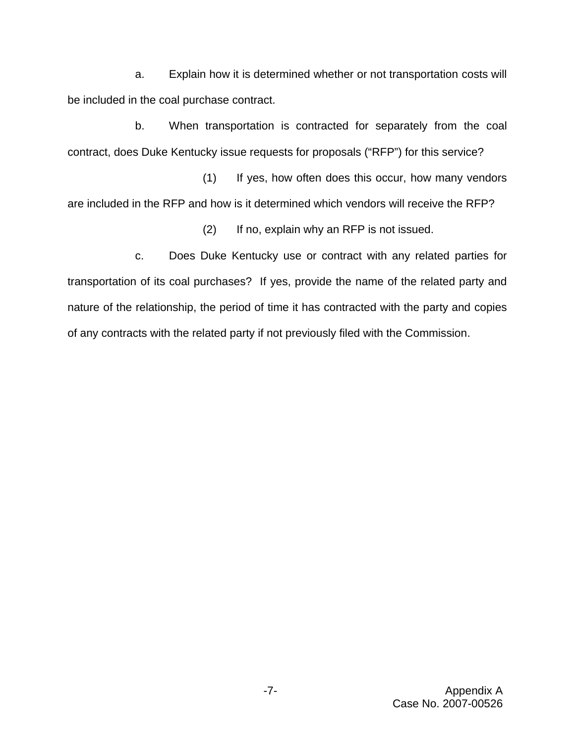a. Explain how it is determined whether or not transportation costs will be included in the coal purchase contract.

b. When transportation is contracted for separately from the coal contract, does Duke Kentucky issue requests for proposals ("RFP") for this service?

(1) If yes, how often does this occur, how many vendors are included in the RFP and how is it determined which vendors will receive the RFP?

(2) If no, explain why an RFP is not issued.

c. Does Duke Kentucky use or contract with any related parties for transportation of its coal purchases? If yes, provide the name of the related party and nature of the relationship, the period of time it has contracted with the party and copies of any contracts with the related party if not previously filed with the Commission.